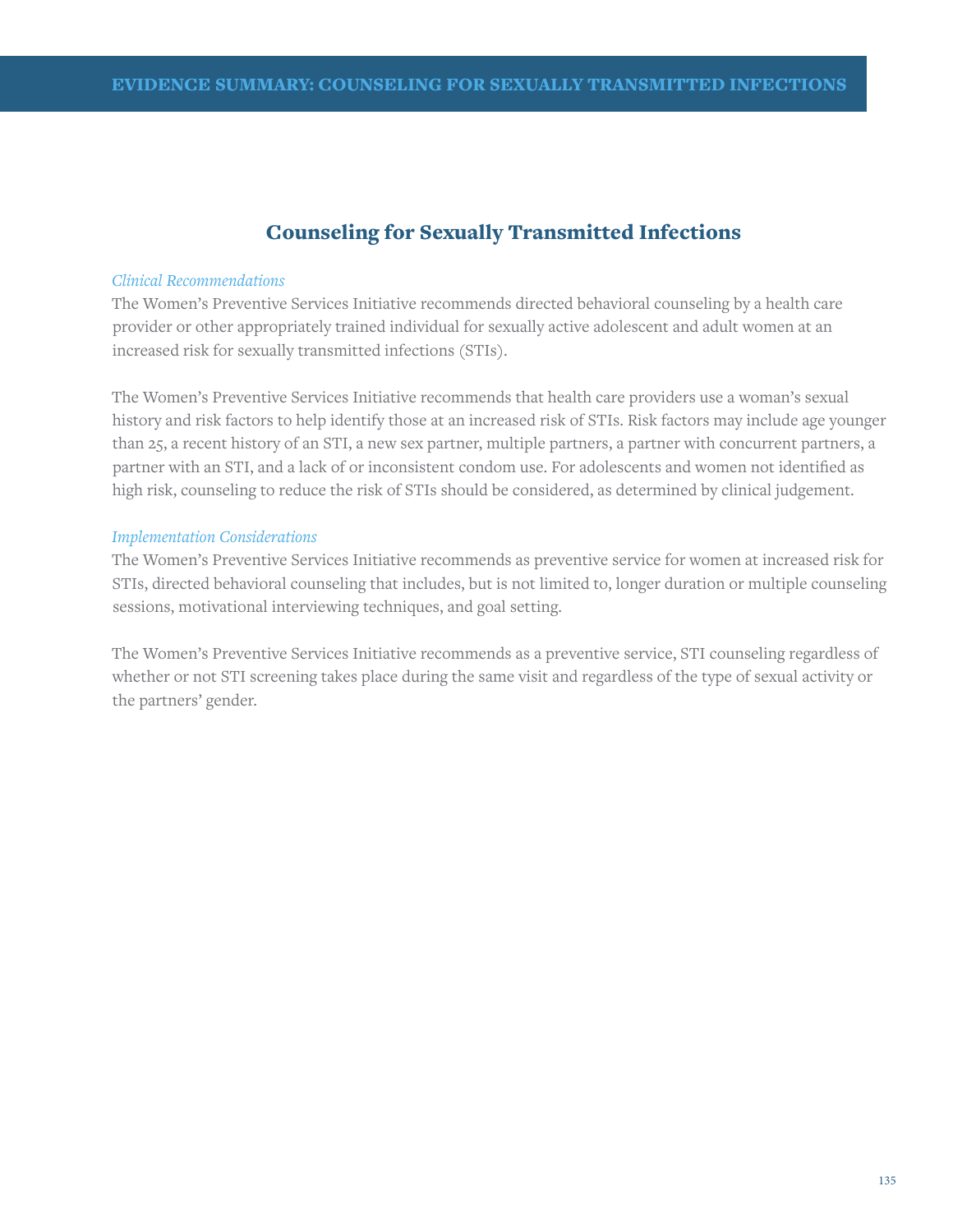# Counseling for Sexually Transmitted Infections

*Clinical Recommendations*

The Women's Preventive Services Initiative recommends directed behavioral counseling by a health care provider or other appropriately trained individual for sexually active adolescent and adult women at an increased risk for sexually transmitted infections (STIs).

The Women's Preventive Services Initiative recommends that health care providers use a woman's sexual history and risk factors to help identify those at an increased risk of STIs. Risk factors may include age younger than 25, a recent history of an STI, a new sex partner, multiple partners, a partner with concurrent partners, a partner with an STI, and a lack of or inconsistent condom use. For adolescents and women not identified as high risk, counseling to reduce the risk of STIs should be considered, as determined by clinical judgement.

*Implementation Considerations*

The Women's Preventive Services Initiative recommends as preventive service for women at increased risk for STIs, directed behavioral counseling that includes, but is not limited to, longer duration or multiple counseling sessions, motivational interviewing techniques, and goal setting.

The Women's Preventive Services Initiative recommends as a preventive service, STI counseling regardless of whether or not STI screening takes place during the same visit and regardless of the type of sexual activity or the partners' gender.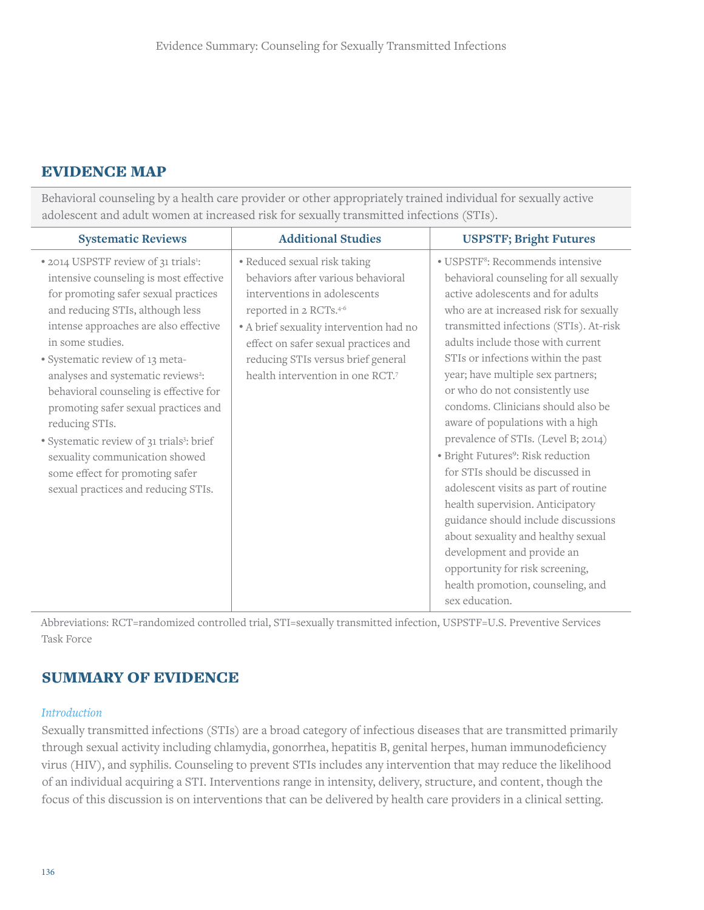## EVIDENCE MAP

Behavioral counseling by a health care provider or other appropriately trained individual for sexually active adolescent and adult women at increased risk for sexually transmitted infections (STIs).

| Systematic Reviews | Additional Studies | USPSTF; Bright Futures |
|---|---|---|
| • 2014 USPSTF review of 31 trials[1]: intensive counseling is most effective for promoting safer sexual practices and reducing STIs, although less intense approaches are also effective in some studies.<br>• Systematic review of 13 meta-analyses and systematic reviews[2]: behavioral counseling is effective for promoting safer sexual practices and reducing STIs.<br>• Systematic review of 31 trials[3]: brief sexuality communication showed some effect for promoting safer sexual practices and reducing STIs. | • Reduced sexual risk taking behaviors after various behavioral interventions in adolescents reported in 2 RCTs.[4-6]<br>• A brief sexuality intervention had no effect on safer sexual practices and reducing STIs versus brief general health intervention in one RCT.[7] | • USPSTF[8]: Recommends intensive behavioral counseling for all sexually active adolescents and for adults who are at increased risk for sexually transmitted infections (STIs). At-risk adults include those with current STIs or infections within the past year; have multiple sex partners; or who do not consistently use condoms. Clinicians should also be aware of populations with a high prevalence of STIs. (Level B; 2014)<br>• Bright Futures[9]: Risk reduction for STIs should be discussed in adolescent visits as part of routine health supervision. Anticipatory guidance should include discussions about sexuality and healthy sexual development and provide an opportunity for risk screening, health promotion, counseling, and sex education. |

Abbreviations: RCT=randomized controlled trial, STI=sexually transmitted infection, USPSTF=U.S. Preventive Services Task Force

## SUMMARY OF EVIDENCE

### *Introduction*

Sexually transmitted infections (STIs) are a broad category of infectious diseases that are transmitted primarily through sexual activity including chlamydia, gonorrhea, hepatitis B, genital herpes, human immunodeficiency virus (HIV), and syphilis. Counseling to prevent STIs includes any intervention that may reduce the likelihood of an individual acquiring a STI. Interventions range in intensity, delivery, structure, and content, though the focus of this discussion is on interventions that can be delivered by health care providers in a clinical setting.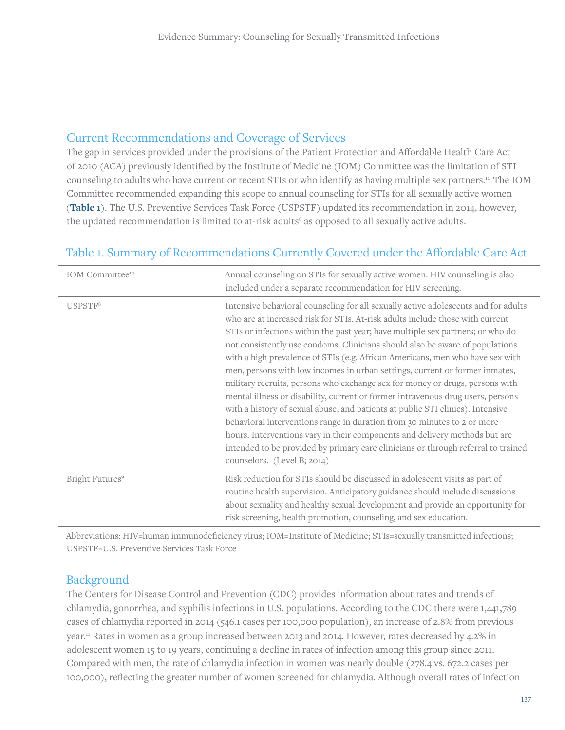## Current Recommendations and Coverage of Services

The gap in services provided under the provisions of the Patient Protection and Affordable Health Care Act of 2010 (ACA) previously identified by the Institute of Medicine (IOM) Committee was the limitation of STI counseling to adults who have current or recent STIs or who identify as having multiple sex partners.[10] The IOM Committee recommended expanding this scope to annual counseling for STIs for all sexually active women (**Table 1**). The U.S. Preventive Services Task Force (USPSTF) updated its recommendation in 2014, however, the updated recommendation is limited to at-risk adults[8] as opposed to all sexually active adults.

### Table 1. Summary of Recommendations Currently Covered under the Affordable Care Act

| | |
|---|---|
| IOM Committee[10] | Annual counseling on STIs for sexually active women. HIV counseling is also included under a separate recommendation for HIV screening. |
| USPSTF[8] | Intensive behavioral counseling for all sexually active adolescents and for adults who are at increased risk for STIs. At-risk adults include those with current STIs or infections within the past year; have multiple sex partners; or who do not consistently use condoms. Clinicians should also be aware of populations with a high prevalence of STIs (e.g. African Americans, men who have sex with men, persons with low incomes in urban settings, current or former inmates, military recruits, persons who exchange sex for money or drugs, persons with mental illness or disability, current or former intravenous drug users, persons with a history of sexual abuse, and patients at public STI clinics). Intensive behavioral interventions range in duration from 30 minutes to 2 or more hours. Interventions vary in their components and delivery methods but are intended to be provided by primary care clinicians or through referral to trained counselors. (Level B; 2014) |
| Bright Futures[9] | Risk reduction for STIs should be discussed in adolescent visits as part of routine health supervision. Anticipatory guidance should include discussions about sexuality and healthy sexual development and provide an opportunity for risk screening, health promotion, counseling, and sex education. |

Abbreviations: HIV=human immunodeficiency virus; IOM=Institute of Medicine; STIs=sexually transmitted infections; USPSTF=U.S. Preventive Services Task Force

## Background

The Centers for Disease Control and Prevention (CDC) provides information about rates and trends of chlamydia, gonorrhea, and syphilis infections in U.S. populations. According to the CDC there were 1,441,789 cases of chlamydia reported in 2014 (546.1 cases per 100,000 population), an increase of 2.8% from previous year.[11] Rates in women as a group increased between 2013 and 2014. However, rates decreased by 4.2% in adolescent women 15 to 19 years, continuing a decline in rates of infection among this group since 2011. Compared with men, the rate of chlamydia infection in women was nearly double (278.4 vs. 672.2 cases per 100,000), reflecting the greater number of women screened for chlamydia. Although overall rates of infection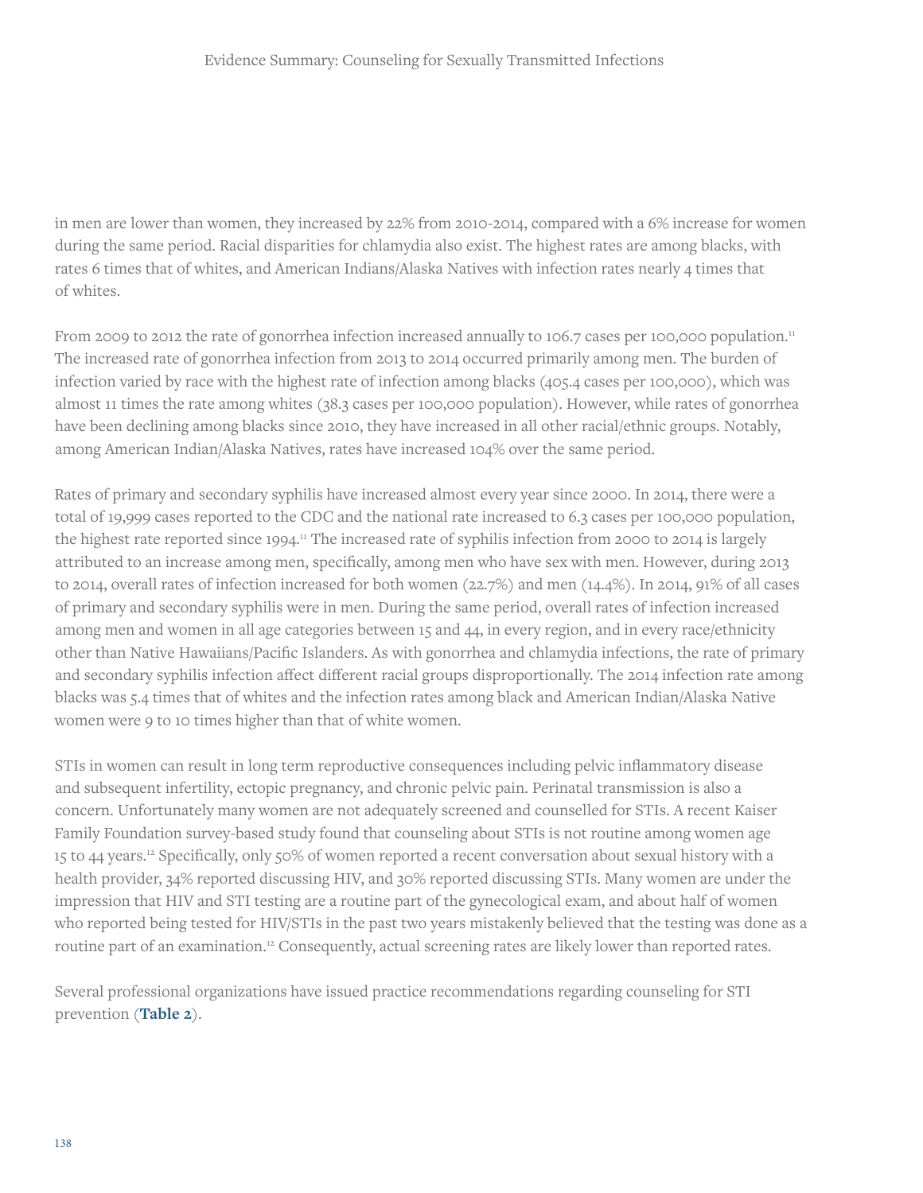in men are lower than women, they increased by 22% from 2010-2014, compared with a 6% increase for women during the same period. Racial disparities for chlamydia also exist. The highest rates are among blacks, with rates 6 times that of whites, and American Indians/Alaska Natives with infection rates nearly 4 times that of whites.

From 2009 to 2012 the rate of gonorrhea infection increased annually to 106.7 cases per 100,000 population.[11] The increased rate of gonorrhea infection from 2013 to 2014 occurred primarily among men. The burden of infection varied by race with the highest rate of infection among blacks (405.4 cases per 100,000), which was almost 11 times the rate among whites (38.3 cases per 100,000 population). However, while rates of gonorrhea have been declining among blacks since 2010, they have increased in all other racial/ethnic groups. Notably, among American Indian/Alaska Natives, rates have increased 104% over the same period.

Rates of primary and secondary syphilis have increased almost every year since 2000. In 2014, there were a total of 19,999 cases reported to the CDC and the national rate increased to 6.3 cases per 100,000 population, the highest rate reported since 1994.[11] The increased rate of syphilis infection from 2000 to 2014 is largely attributed to an increase among men, specifically, among men who have sex with men. However, during 2013 to 2014, overall rates of infection increased for both women (22.7%) and men (14.4%). In 2014, 91% of all cases of primary and secondary syphilis were in men. During the same period, overall rates of infection increased among men and women in all age categories between 15 and 44, in every region, and in every race/ethnicity other than Native Hawaiians/Pacific Islanders. As with gonorrhea and chlamydia infections, the rate of primary and secondary syphilis infection affect different racial groups disproportionally. The 2014 infection rate among blacks was 5.4 times that of whites and the infection rates among black and American Indian/Alaska Native women were 9 to 10 times higher than that of white women.

STIs in women can result in long term reproductive consequences including pelvic inflammatory disease and subsequent infertility, ectopic pregnancy, and chronic pelvic pain. Perinatal transmission is also a concern. Unfortunately many women are not adequately screened and counselled for STIs. A recent Kaiser Family Foundation survey-based study found that counseling about STIs is not routine among women age 15 to 44 years.[12] Specifically, only 50% of women reported a recent conversation about sexual history with a health provider, 34% reported discussing HIV, and 30% reported discussing STIs. Many women are under the impression that HIV and STI testing are a routine part of the gynecological exam, and about half of women who reported being tested for HIV/STIs in the past two years mistakenly believed that the testing was done as a routine part of an examination.[12] Consequently, actual screening rates are likely lower than reported rates.

Several professional organizations have issued practice recommendations regarding counseling for STI prevention (**Table 2**).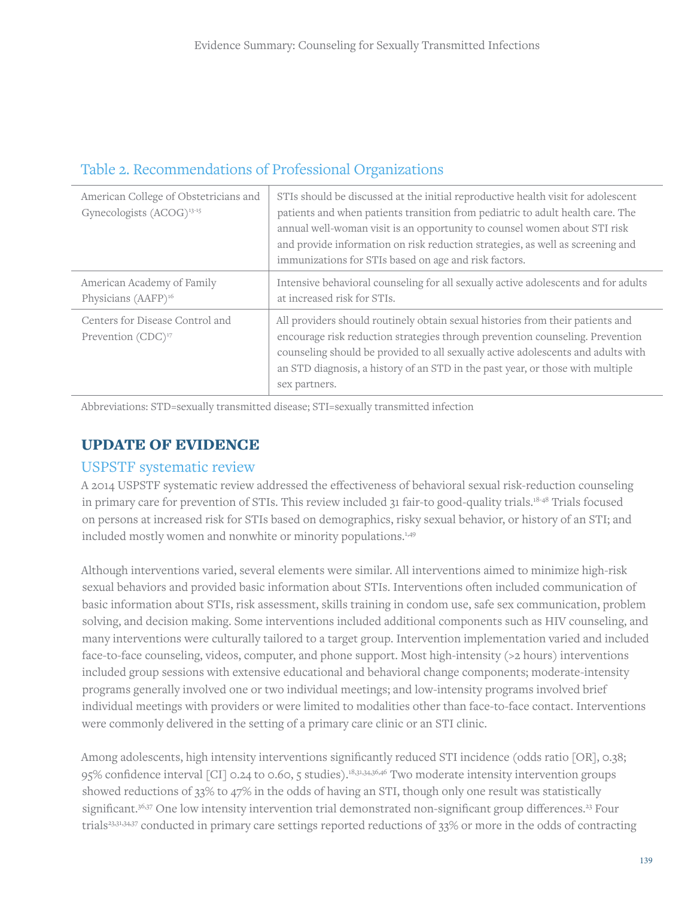## Table 2. Recommendations of Professional Organizations

| | |
|---|---|
| American College of Obstetricians and Gynecologists (ACOG)[13-15] | STIs should be discussed at the initial reproductive health visit for adolescent patients and when patients transition from pediatric to adult health care. The annual well-woman visit is an opportunity to counsel women about STI risk and provide information on risk reduction strategies, as well as screening and immunizations for STIs based on age and risk factors. |
| American Academy of Family Physicians (AAFP)[16] | Intensive behavioral counseling for all sexually active adolescents and for adults at increased risk for STIs. |
| Centers for Disease Control and Prevention (CDC)[17] | All providers should routinely obtain sexual histories from their patients and encourage risk reduction strategies through prevention counseling. Prevention counseling should be provided to all sexually active adolescents and adults with an STD diagnosis, a history of an STD in the past year, or those with multiple sex partners. |

Abbreviations: STD=sexually transmitted disease; STI=sexually transmitted infection

## UPDATE OF EVIDENCE

### USPSTF systematic review

A 2014 USPSTF systematic review addressed the effectiveness of behavioral sexual risk-reduction counseling in primary care for prevention of STIs. This review included 31 fair-to good-quality trials.[18-48] Trials focused on persons at increased risk for STIs based on demographics, risky sexual behavior, or history of an STI; and included mostly women and nonwhite or minority populations.[1,49]

Although interventions varied, several elements were similar. All interventions aimed to minimize high-risk sexual behaviors and provided basic information about STIs. Interventions often included communication of basic information about STIs, risk assessment, skills training in condom use, safe sex communication, problem solving, and decision making. Some interventions included additional components such as HIV counseling, and many interventions were culturally tailored to a target group. Intervention implementation varied and included face-to-face counseling, videos, computer, and phone support. Most high-intensity (>2 hours) interventions included group sessions with extensive educational and behavioral change components; moderate-intensity programs generally involved one or two individual meetings; and low-intensity programs involved brief individual meetings with providers or were limited to modalities other than face-to-face contact. Interventions were commonly delivered in the setting of a primary care clinic or an STI clinic.

Among adolescents, high intensity interventions significantly reduced STI incidence (odds ratio [OR], 0.38; 95% confidence interval [CI] 0.24 to 0.60, 5 studies).[18,31,34,36,46] Two moderate intensity intervention groups showed reductions of 33% to 47% in the odds of having an STI, though only one result was statistically significant.[36,37] One low intensity intervention trial demonstrated non-significant group differences.[23] Four trials[23,31,34,37] conducted in primary care settings reported reductions of 33% or more in the odds of contracting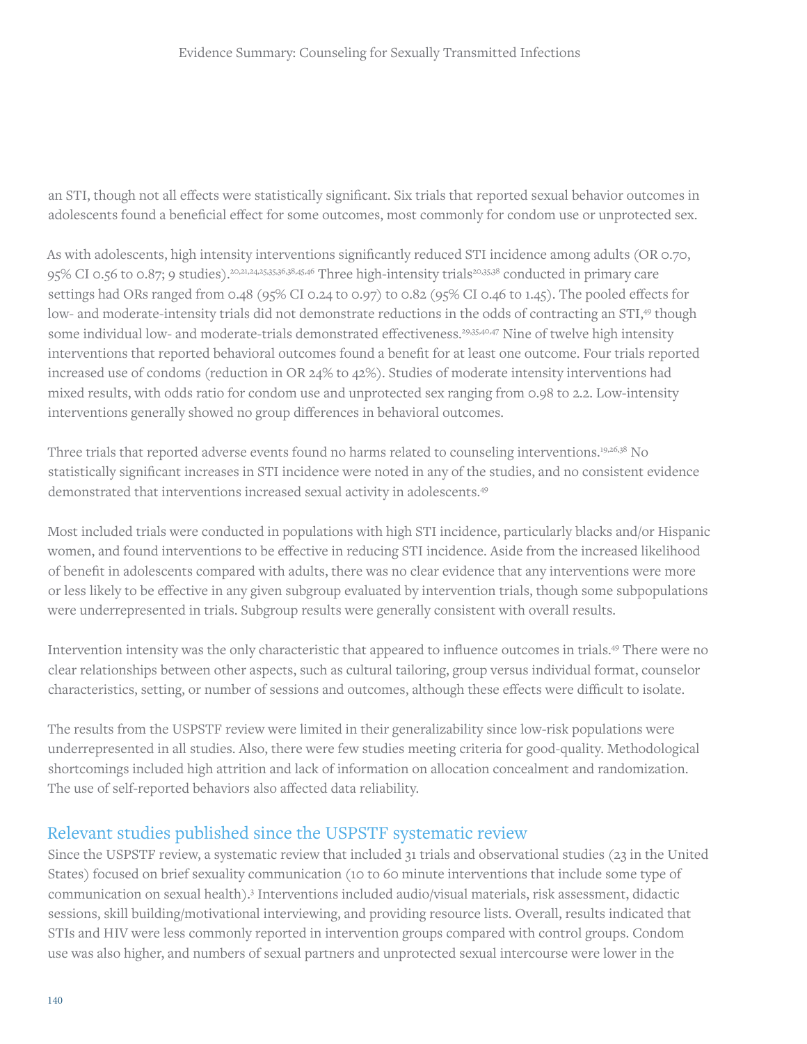an STI, though not all effects were statistically significant. Six trials that reported sexual behavior outcomes in adolescents found a beneficial effect for some outcomes, most commonly for condom use or unprotected sex.

As with adolescents, high intensity interventions significantly reduced STI incidence among adults (OR 0.70, 95% CI 0.56 to 0.87; 9 studies).[20,21,24,25,35,36,38,45,46] Three high-intensity trials[20,35,38] conducted in primary care settings had ORs ranged from 0.48 (95% CI 0.24 to 0.97) to 0.82 (95% CI 0.46 to 1.45). The pooled effects for low- and moderate-intensity trials did not demonstrate reductions in the odds of contracting an STI,[49] though some individual low- and moderate-trials demonstrated effectiveness.[29,35,40,47] Nine of twelve high intensity interventions that reported behavioral outcomes found a benefit for at least one outcome. Four trials reported increased use of condoms (reduction in OR 24% to 42%). Studies of moderate intensity interventions had mixed results, with odds ratio for condom use and unprotected sex ranging from 0.98 to 2.2. Low-intensity interventions generally showed no group differences in behavioral outcomes.

Three trials that reported adverse events found no harms related to counseling interventions.[19,26,38] No statistically significant increases in STI incidence were noted in any of the studies, and no consistent evidence demonstrated that interventions increased sexual activity in adolescents.[49]

Most included trials were conducted in populations with high STI incidence, particularly blacks and/or Hispanic women, and found interventions to be effective in reducing STI incidence. Aside from the increased likelihood of benefit in adolescents compared with adults, there was no clear evidence that any interventions were more or less likely to be effective in any given subgroup evaluated by intervention trials, though some subpopulations were underrepresented in trials. Subgroup results were generally consistent with overall results.

Intervention intensity was the only characteristic that appeared to influence outcomes in trials.[49] There were no clear relationships between other aspects, such as cultural tailoring, group versus individual format, counselor characteristics, setting, or number of sessions and outcomes, although these effects were difficult to isolate.

The results from the USPSTF review were limited in their generalizability since low-risk populations were underrepresented in all studies. Also, there were few studies meeting criteria for good-quality. Methodological shortcomings included high attrition and lack of information on allocation concealment and randomization. The use of self-reported behaviors also affected data reliability.

## Relevant studies published since the USPSTF systematic review

Since the USPSTF review, a systematic review that included 31 trials and observational studies (23 in the United States) focused on brief sexuality communication (10 to 60 minute interventions that include some type of communication on sexual health).[3] Interventions included audio/visual materials, risk assessment, didactic sessions, skill building/motivational interviewing, and providing resource lists. Overall, results indicated that STIs and HIV were less commonly reported in intervention groups compared with control groups. Condom use was also higher, and numbers of sexual partners and unprotected sexual intercourse were lower in the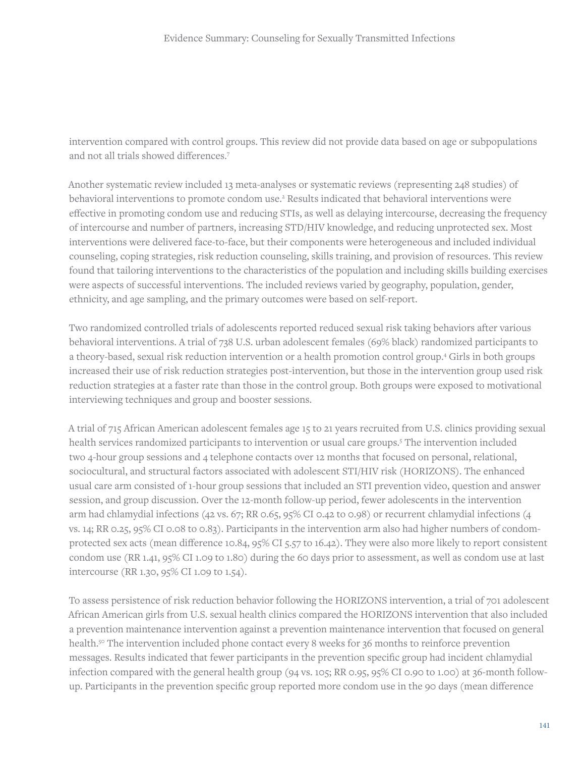intervention compared with control groups. This review did not provide data based on age or subpopulations and not all trials showed differences.[7]

Another systematic review included 13 meta-analyses or systematic reviews (representing 248 studies) of behavioral interventions to promote condom use.[2] Results indicated that behavioral interventions were effective in promoting condom use and reducing STIs, as well as delaying intercourse, decreasing the frequency of intercourse and number of partners, increasing STD/HIV knowledge, and reducing unprotected sex. Most interventions were delivered face-to-face, but their components were heterogeneous and included individual counseling, coping strategies, risk reduction counseling, skills training, and provision of resources. This review found that tailoring interventions to the characteristics of the population and including skills building exercises were aspects of successful interventions. The included reviews varied by geography, population, gender, ethnicity, and age sampling, and the primary outcomes were based on self-report.

Two randomized controlled trials of adolescents reported reduced sexual risk taking behaviors after various behavioral interventions. A trial of 738 U.S. urban adolescent females (69% black) randomized participants to a theory-based, sexual risk reduction intervention or a health promotion control group.[4] Girls in both groups increased their use of risk reduction strategies post-intervention, but those in the intervention group used risk reduction strategies at a faster rate than those in the control group. Both groups were exposed to motivational interviewing techniques and group and booster sessions.

A trial of 715 African American adolescent females age 15 to 21 years recruited from U.S. clinics providing sexual health services randomized participants to intervention or usual care groups.[5] The intervention included two 4-hour group sessions and 4 telephone contacts over 12 months that focused on personal, relational, sociocultural, and structural factors associated with adolescent STI/HIV risk (HORIZONS). The enhanced usual care arm consisted of 1-hour group sessions that included an STI prevention video, question and answer session, and group discussion. Over the 12-month follow-up period, fewer adolescents in the intervention arm had chlamydial infections (42 vs. 67; RR 0.65, 95% CI 0.42 to 0.98) or recurrent chlamydial infections (4 vs. 14; RR 0.25, 95% CI 0.08 to 0.83). Participants in the intervention arm also had higher numbers of condom-protected sex acts (mean difference 10.84, 95% CI 5.57 to 16.42). They were also more likely to report consistent condom use (RR 1.41, 95% CI 1.09 to 1.80) during the 60 days prior to assessment, as well as condom use at last intercourse (RR 1.30, 95% CI 1.09 to 1.54).

To assess persistence of risk reduction behavior following the HORIZONS intervention, a trial of 701 adolescent African American girls from U.S. sexual health clinics compared the HORIZONS intervention that also included a prevention maintenance intervention against a prevention maintenance intervention that focused on general health.[50] The intervention included phone contact every 8 weeks for 36 months to reinforce prevention messages. Results indicated that fewer participants in the prevention specific group had incident chlamydial infection compared with the general health group (94 vs. 105; RR 0.95, 95% CI 0.90 to 1.00) at 36-month follow-up. Participants in the prevention specific group reported more condom use in the 90 days (mean difference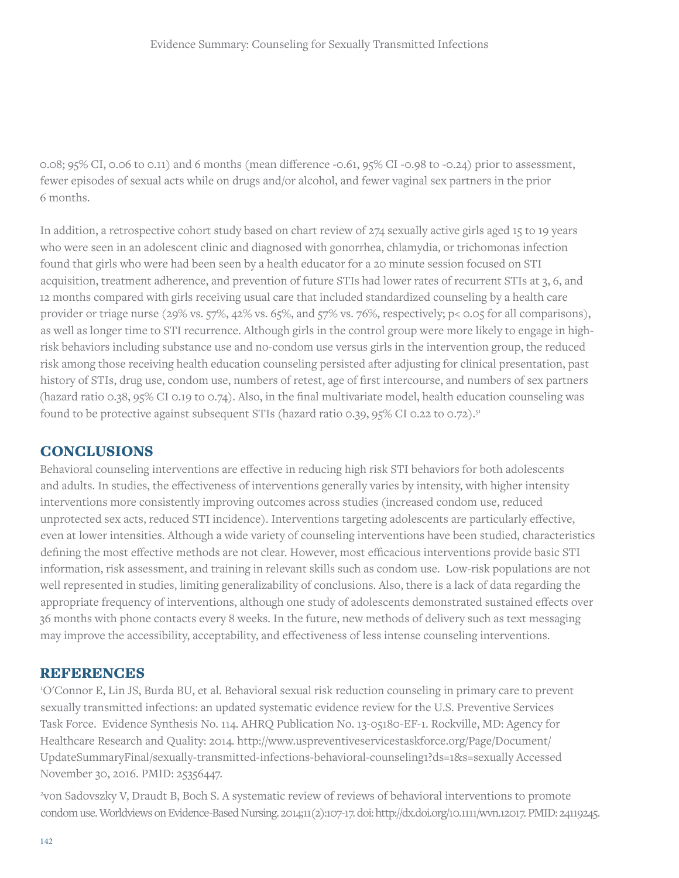0.08; 95% CI, 0.06 to 0.11) and 6 months (mean difference -0.61, 95% CI -0.98 to -0.24) prior to assessment, fewer episodes of sexual acts while on drugs and/or alcohol, and fewer vaginal sex partners in the prior 6 months.

In addition, a retrospective cohort study based on chart review of 274 sexually active girls aged 15 to 19 years who were seen in an adolescent clinic and diagnosed with gonorrhea, chlamydia, or trichomonas infection found that girls who were had been seen by a health educator for a 20 minute session focused on STI acquisition, treatment adherence, and prevention of future STIs had lower rates of recurrent STIs at 3, 6, and 12 months compared with girls receiving usual care that included standardized counseling by a health care provider or triage nurse (29% vs. 57%, 42% vs. 65%, and 57% vs. 76%, respectively; $p < 0.05$ for all comparisons), as well as longer time to STI recurrence. Although girls in the control group were more likely to engage in high-risk behaviors including substance use and no-condom use versus girls in the intervention group, the reduced risk among those receiving health education counseling persisted after adjusting for clinical presentation, past history of STIs, drug use, condom use, numbers of retest, age of first intercourse, and numbers of sex partners (hazard ratio 0.38, 95% CI 0.19 to 0.74). Also, in the final multivariate model, health education counseling was found to be protective against subsequent STIs (hazard ratio 0.39, 95% CI 0.22 to 0.72).[51]

## CONCLUSIONS

Behavioral counseling interventions are effective in reducing high risk STI behaviors for both adolescents and adults. In studies, the effectiveness of interventions generally varies by intensity, with higher intensity interventions more consistently improving outcomes across studies (increased condom use, reduced unprotected sex acts, reduced STI incidence). Interventions targeting adolescents are particularly effective, even at lower intensities. Although a wide variety of counseling interventions have been studied, characteristics defining the most effective methods are not clear. However, most efficacious interventions provide basic STI information, risk assessment, and training in relevant skills such as condom use. Low-risk populations are not well represented in studies, limiting generalizability of conclusions. Also, there is a lack of data regarding the appropriate frequency of interventions, although one study of adolescents demonstrated sustained effects over 36 months with phone contacts every 8 weeks. In the future, new methods of delivery such as text messaging may improve the accessibility, acceptability, and effectiveness of less intense counseling interventions.

## REFERENCES

[1]O'Connor E, Lin JS, Burda BU, et al. Behavioral sexual risk reduction counseling in primary care to prevent sexually transmitted infections: an updated systematic evidence review for the U.S. Preventive Services Task Force. Evidence Synthesis No. 114. AHRQ Publication No. 13-05180-EF-1. Rockville, MD: Agency for Healthcare Research and Quality: 2014. http://www.uspreventiveservicestaskforce.org/Page/Document/UpdateSummaryFinal/sexually-transmitted-infections-behavioral-counseling1?ds=1&s=sexually Accessed November 30, 2016. PMID: 25356447.

[2]von Sadovszky V, Draudt B, Boch S. A systematic review of reviews of behavioral interventions to promote condom use. Worldviews on Evidence-Based Nursing. 2014;11(2):107-17. doi: http://dx.doi.org/10.1111/wvn.12017. PMID: 24119245.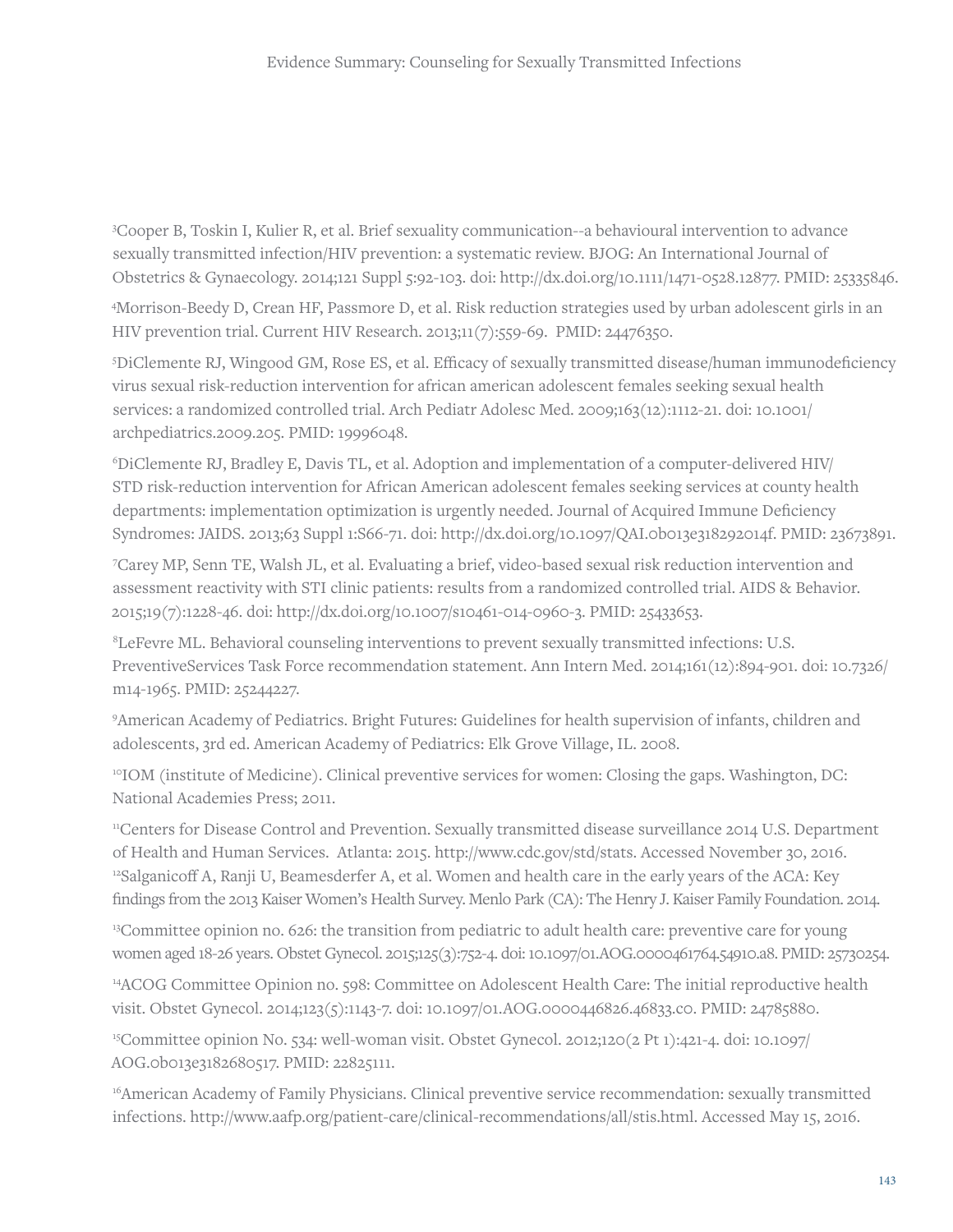[3]Cooper B, Toskin I, Kulier R, et al. Brief sexuality communication--a behavioural intervention to advance sexually transmitted infection/HIV prevention: a systematic review. BJOG: An International Journal of Obstetrics & Gynaecology. 2014;121 Suppl 5:92-103. doi: http://dx.doi.org/10.1111/1471-0528.12877. PMID: 25335846.

[4]Morrison-Beedy D, Crean HF, Passmore D, et al. Risk reduction strategies used by urban adolescent girls in an HIV prevention trial. Current HIV Research. 2013;11(7):559-69. PMID: 24476350.

[5]DiClemente RJ, Wingood GM, Rose ES, et al. Efficacy of sexually transmitted disease/human immunodeficiency virus sexual risk-reduction intervention for african american adolescent females seeking sexual health services: a randomized controlled trial. Arch Pediatr Adolesc Med. 2009;163(12):1112-21. doi: 10.1001/archpediatrics.2009.205. PMID: 19996048.

[6]DiClemente RJ, Bradley E, Davis TL, et al. Adoption and implementation of a computer-delivered HIV/STD risk-reduction intervention for African American adolescent females seeking services at county health departments: implementation optimization is urgently needed. Journal of Acquired Immune Deficiency Syndromes: JAIDS. 2013;63 Suppl 1:S66-71. doi: http://dx.doi.org/10.1097/QAI.0b013e318292014f. PMID: 23673891.

[7]Carey MP, Senn TE, Walsh JL, et al. Evaluating a brief, video-based sexual risk reduction intervention and assessment reactivity with STI clinic patients: results from a randomized controlled trial. AIDS & Behavior. 2015;19(7):1228-46. doi: http://dx.doi.org/10.1007/s10461-014-0960-3. PMID: 25433653.

[8]LeFevre ML. Behavioral counseling interventions to prevent sexually transmitted infections: U.S. PreventiveServices Task Force recommendation statement. Ann Intern Med. 2014;161(12):894-901. doi: 10.7326/m14-1965. PMID: 25244227.

[9]American Academy of Pediatrics. Bright Futures: Guidelines for health supervision of infants, children and adolescents, 3rd ed. American Academy of Pediatrics: Elk Grove Village, IL. 2008.

[10]IOM (institute of Medicine). Clinical preventive services for women: Closing the gaps. Washington, DC: National Academies Press; 2011.

[11]Centers for Disease Control and Prevention. Sexually transmitted disease surveillance 2014 U.S. Department of Health and Human Services. Atlanta: 2015. http://www.cdc.gov/std/stats. Accessed November 30, 2016.

[12]Salganicoff A, Ranji U, Beamesderfer A, et al. Women and health care in the early years of the ACA: Key findings from the 2013 Kaiser Women's Health Survey. Menlo Park (CA): The Henry J. Kaiser Family Foundation. 2014.

[13]Committee opinion no. 626: the transition from pediatric to adult health care: preventive care for young women aged 18-26 years. Obstet Gynecol. 2015;125(3):752-4. doi: 10.1097/01.AOG.0000461764.54910.a8. PMID: 25730254.

[14]ACOG Committee Opinion no. 598: Committee on Adolescent Health Care: The initial reproductive health visit. Obstet Gynecol. 2014;123(5):1143-7. doi: 10.1097/01.AOG.0000446826.46833.c0. PMID: 24785880.

[15]Committee opinion No. 534: well-woman visit. Obstet Gynecol. 2012;120(2 Pt 1):421-4. doi: 10.1097/AOG.0b013e3182680517. PMID: 22825111.

[16]American Academy of Family Physicians. Clinical preventive service recommendation: sexually transmitted infections. http://www.aafp.org/patient-care/clinical-recommendations/all/stis.html. Accessed May 15, 2016.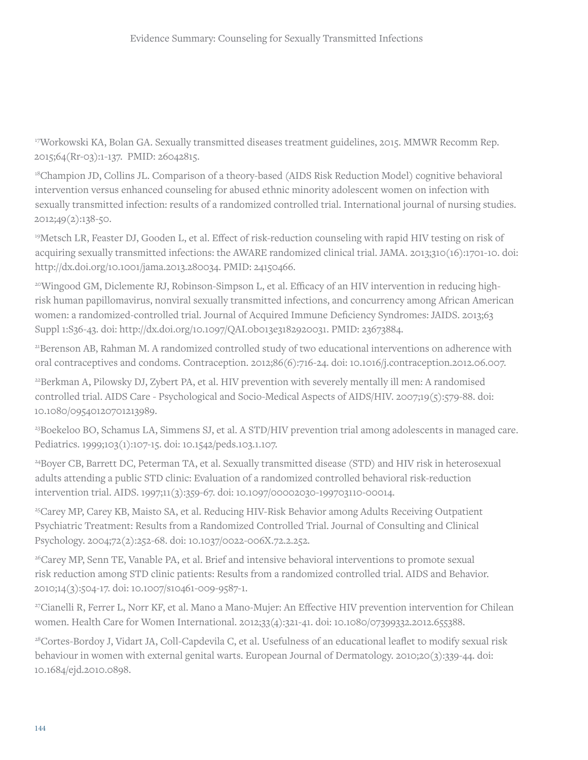[17]Workowski KA, Bolan GA. Sexually transmitted diseases treatment guidelines, 2015. MMWR Recomm Rep. 2015;64(Rr-03):1-137. PMID: 26042815.

[18]Champion JD, Collins JL. Comparison of a theory-based (AIDS Risk Reduction Model) cognitive behavioral intervention versus enhanced counseling for abused ethnic minority adolescent women on infection with sexually transmitted infection: results of a randomized controlled trial. International journal of nursing studies. 2012;49(2):138-50.

[19]Metsch LR, Feaster DJ, Gooden L, et al. Effect of risk-reduction counseling with rapid HIV testing on risk of acquiring sexually transmitted infections: the AWARE randomized clinical trial. JAMA. 2013;310(16):1701-10. doi: http://dx.doi.org/10.1001/jama.2013.280034. PMID: 24150466.

[20]Wingood GM, Diclemente RJ, Robinson-Simpson L, et al. Efficacy of an HIV intervention in reducing high-risk human papillomavirus, nonviral sexually transmitted infections, and concurrency among African American women: a randomized-controlled trial. Journal of Acquired Immune Deficiency Syndromes: JAIDS. 2013;63 Suppl 1:S36-43. doi: http://dx.doi.org/10.1097/QAI.0b013e3182920031. PMID: 23673884.

[21]Berenson AB, Rahman M. A randomized controlled study of two educational interventions on adherence with oral contraceptives and condoms. Contraception. 2012;86(6):716-24. doi: 10.1016/j.contraception.2012.06.007.

[22]Berkman A, Pilowsky DJ, Zybert PA, et al. HIV prevention with severely mentally ill men: A randomised controlled trial. AIDS Care - Psychological and Socio-Medical Aspects of AIDS/HIV. 2007;19(5):579-88. doi: 10.1080/09540120701213989.

[23]Boekeloo BO, Schamus LA, Simmens SJ, et al. A STD/HIV prevention trial among adolescents in managed care. Pediatrics. 1999;103(1):107-15. doi: 10.1542/peds.103.1.107.

[24]Boyer CB, Barrett DC, Peterman TA, et al. Sexually transmitted disease (STD) and HIV risk in heterosexual adults attending a public STD clinic: Evaluation of a randomized controlled behavioral risk-reduction intervention trial. AIDS. 1997;11(3):359-67. doi: 10.1097/00002030-199703110-00014.

[25]Carey MP, Carey KB, Maisto SA, et al. Reducing HIV-Risk Behavior among Adults Receiving Outpatient Psychiatric Treatment: Results from a Randomized Controlled Trial. Journal of Consulting and Clinical Psychology. 2004;72(2):252-68. doi: 10.1037/0022-006X.72.2.252.

[26]Carey MP, Senn TE, Vanable PA, et al. Brief and intensive behavioral interventions to promote sexual risk reduction among STD clinic patients: Results from a randomized controlled trial. AIDS and Behavior. 2010;14(3):504-17. doi: 10.1007/s10461-009-9587-1.

[27]Cianelli R, Ferrer L, Norr KF, et al. Mano a Mano-Mujer: An Effective HIV prevention intervention for Chilean women. Health Care for Women International. 2012;33(4):321-41. doi: 10.1080/07399332.2012.655388.

[28]Cortes-Bordoy J, Vidart JA, Coll-Capdevila C, et al. Usefulness of an educational leaflet to modify sexual risk behaviour in women with external genital warts. European Journal of Dermatology. 2010;20(3):339-44. doi: 10.1684/ejd.2010.0898.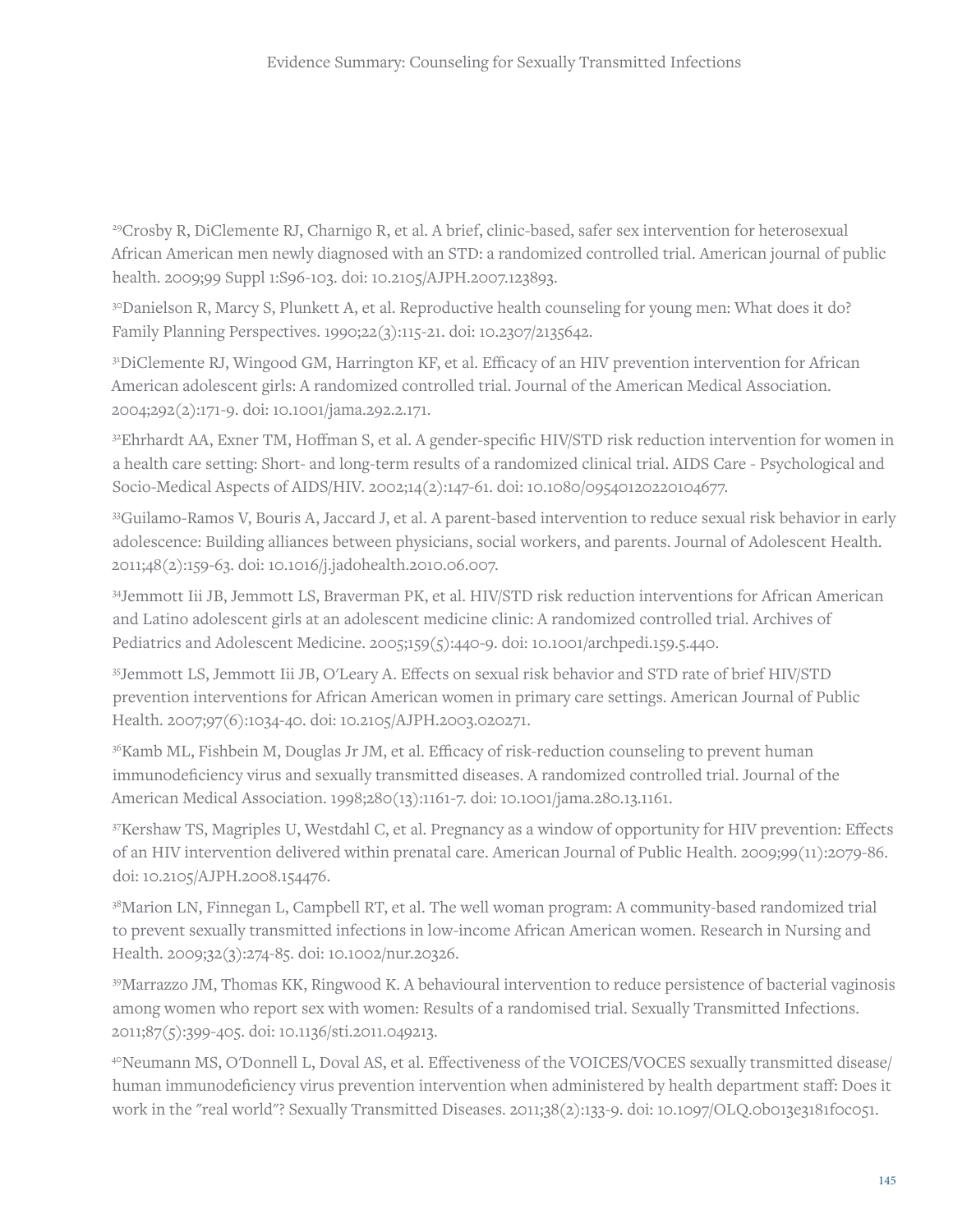[29]Crosby R, DiClemente RJ, Charnigo R, et al. A brief, clinic-based, safer sex intervention for heterosexual African American men newly diagnosed with an STD: a randomized controlled trial. American journal of public health. 2009;99 Suppl 1:S96-103. doi: 10.2105/AJPH.2007.123893.

[30]Danielson R, Marcy S, Plunkett A, et al. Reproductive health counseling for young men: What does it do? Family Planning Perspectives. 1990;22(3):115-21. doi: 10.2307/2135642.

[31]DiClemente RJ, Wingood GM, Harrington KF, et al. Efficacy of an HIV prevention intervention for African American adolescent girls: A randomized controlled trial. Journal of the American Medical Association. 2004;292(2):171-9. doi: 10.1001/jama.292.2.171.

[32]Ehrhardt AA, Exner TM, Hoffman S, et al. A gender-specific HIV/STD risk reduction intervention for women in a health care setting: Short- and long-term results of a randomized clinical trial. AIDS Care - Psychological and Socio-Medical Aspects of AIDS/HIV. 2002;14(2):147-61. doi: 10.1080/09540120220104677.

[33]Guilamo-Ramos V, Bouris A, Jaccard J, et al. A parent-based intervention to reduce sexual risk behavior in early adolescence: Building alliances between physicians, social workers, and parents. Journal of Adolescent Health. 2011;48(2):159-63. doi: 10.1016/j.jadohealth.2010.06.007.

[34]Jemmott Iii JB, Jemmott LS, Braverman PK, et al. HIV/STD risk reduction interventions for African American and Latino adolescent girls at an adolescent medicine clinic: A randomized controlled trial. Archives of Pediatrics and Adolescent Medicine. 2005;159(5):440-9. doi: 10.1001/archpedi.159.5.440.

[35]Jemmott LS, Jemmott Iii JB, O'Leary A. Effects on sexual risk behavior and STD rate of brief HIV/STD prevention interventions for African American women in primary care settings. American Journal of Public Health. 2007;97(6):1034-40. doi: 10.2105/AJPH.2003.020271.

[36]Kamb ML, Fishbein M, Douglas Jr JM, et al. Efficacy of risk-reduction counseling to prevent human immunodeficiency virus and sexually transmitted diseases. A randomized controlled trial. Journal of the American Medical Association. 1998;280(13):1161-7. doi: 10.1001/jama.280.13.1161.

[37]Kershaw TS, Magriples U, Westdahl C, et al. Pregnancy as a window of opportunity for HIV prevention: Effects of an HIV intervention delivered within prenatal care. American Journal of Public Health. 2009;99(11):2079-86. doi: 10.2105/AJPH.2008.154476.

[38]Marion LN, Finnegan L, Campbell RT, et al. The well woman program: A community-based randomized trial to prevent sexually transmitted infections in low-income African American women. Research in Nursing and Health. 2009;32(3):274-85. doi: 10.1002/nur.20326.

[39]Marrazzo JM, Thomas KK, Ringwood K. A behavioural intervention to reduce persistence of bacterial vaginosis among women who report sex with women: Results of a randomised trial. Sexually Transmitted Infections. 2011;87(5):399-405. doi: 10.1136/sti.2011.049213.

[40]Neumann MS, O'Donnell L, Doval AS, et al. Effectiveness of the VOICES/VOCES sexually transmitted disease/ human immunodeficiency virus prevention intervention when administered by health department staff: Does it work in the "real world"? Sexually Transmitted Diseases. 2011;38(2):133-9. doi: 10.1097/OLQ.0b013e3181f0c051.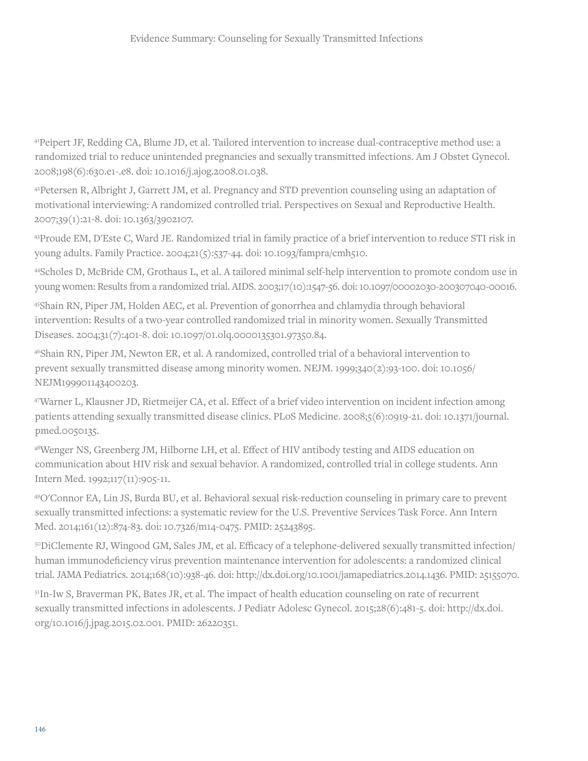[41]Peipert JF, Redding CA, Blume JD, et al. Tailored intervention to increase dual-contraceptive method use: a randomized trial to reduce unintended pregnancies and sexually transmitted infections. Am J Obstet Gynecol. 2008;198(6):630.e1-.e8. doi: 10.1016/j.ajog.2008.01.038.

[42]Petersen R, Albright J, Garrett JM, et al. Pregnancy and STD prevention counseling using an adaptation of motivational interviewing: A randomized controlled trial. Perspectives on Sexual and Reproductive Health. 2007;39(1):21-8. doi: 10.1363/3902107.

[43]Proude EM, D'Este C, Ward JE. Randomized trial in family practice of a brief intervention to reduce STI risk in young adults. Family Practice. 2004;21(5):537-44. doi: 10.1093/fampra/cmh510.

[44]Scholes D, McBride CM, Grothaus L, et al. A tailored minimal self-help intervention to promote condom use in young women: Results from a randomized trial. AIDS. 2003;17(10):1547-56. doi: 10.1097/00002030-200307040-00016.

[45]Shain RN, Piper JM, Holden AEC, et al. Prevention of gonorrhea and chlamydia through behavioral intervention: Results of a two-year controlled randomized trial in minority women. Sexually Transmitted Diseases. 2004;31(7):401-8. doi: 10.1097/01.olq.0000135301.97350.84.

[46]Shain RN, Piper JM, Newton ER, et al. A randomized, controlled trial of a behavioral intervention to prevent sexually transmitted disease among minority women. NEJM. 1999;340(2):93-100. doi: 10.1056/NEJM199901143400203.

[47]Warner L, Klausner JD, Rietmeijer CA, et al. Effect of a brief video intervention on incident infection among patients attending sexually transmitted disease clinics. PLoS Medicine. 2008;5(6):0919-21. doi: 10.1371/journal.pmed.0050135.

[48]Wenger NS, Greenberg JM, Hilborne LH, et al. Effect of HIV antibody testing and AIDS education on communication about HIV risk and sexual behavior. A randomized, controlled trial in college students. Ann Intern Med. 1992;117(11):905-11.

[49]O'Connor EA, Lin JS, Burda BU, et al. Behavioral sexual risk-reduction counseling in primary care to prevent sexually transmitted infections: a systematic review for the U.S. Preventive Services Task Force. Ann Intern Med. 2014;161(12):874-83. doi: 10.7326/m14-0475. PMID: 25243895.

[50]DiClemente RJ, Wingood GM, Sales JM, et al. Efficacy of a telephone-delivered sexually transmitted infection/human immunodeficiency virus prevention maintenance intervention for adolescents: a randomized clinical trial. JAMA Pediatrics. 2014;168(10):938-46. doi: http://dx.doi.org/10.1001/jamapediatrics.2014.1436. PMID: 25155070.

[51]In-Iw S, Braverman PK, Bates JR, et al. The impact of health education counseling on rate of recurrent sexually transmitted infections in adolescents. J Pediatr Adolesc Gynecol. 2015;28(6):481-5. doi: http://dx.doi.org/10.1016/j.jpag.2015.02.001. PMID: 26220351.